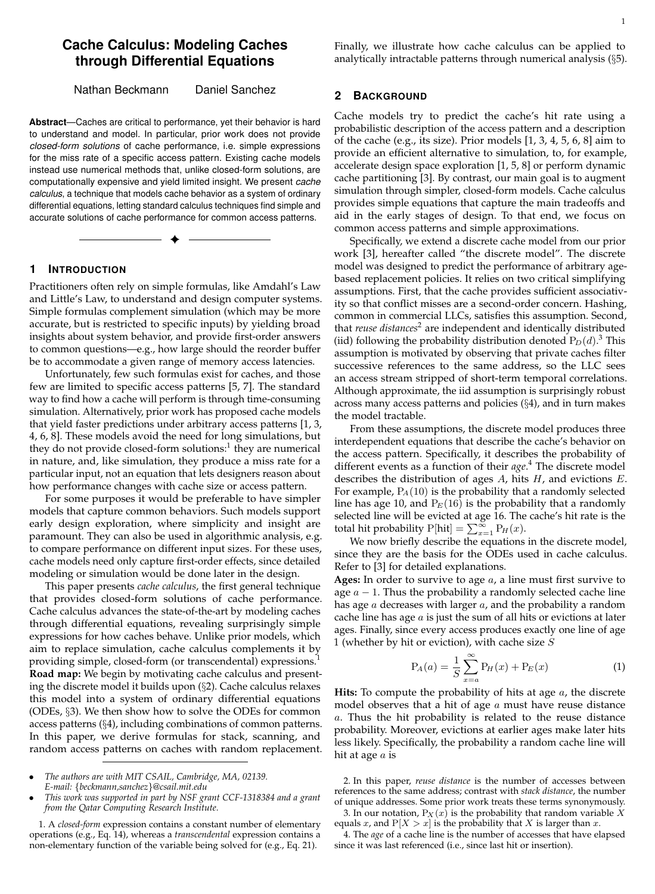# Cache Calculus: Modeling Caches through Differential Equations

Nathan Beckmann    Daniel Sanchez

**Abstract**—Caches are critical to performance, yet their behavior is hard to understand and model. In particular, prior work does not provide *closed-form solutions* of cache performance, i.e. simple expressions for the miss rate of a specific access pattern. Existing cache models instead use numerical methods that, unlike closed-form solutions, are computationally expensive and yield limited insight. We present *cache calculus*, a technique that models cache behavior as a system of ordinary differential equations, letting standard calculus techniques find simple and accurate solutions of cache performance for common access patterns.

## 1 Introduction

Practitioners often rely on simple formulas, like Amdahl's Law and Little's Law, to understand and design computer systems. Simple formulas complement simulation (which may be more accurate, but is restricted to specific inputs) by yielding broad insights about system behavior, and provide first-order answers to common questions—e.g., how large should the reorder buffer be to accommodate a given range of memory access latencies.

Unfortunately, few such formulas exist for caches, and those few are limited to specific access patterns [5, 7]. The standard way to find how a cache will perform is through time-consuming simulation. Alternatively, prior work has proposed cache models that yield faster predictions under arbitrary access patterns [1, 3, 4, 6, 8]. These models avoid the need for long simulations, but they do not provide closed-form solutions:[1] they are numerical in nature, and, like simulation, they produce a miss rate for a particular input, not an equation that lets designers reason about how performance changes with cache size or access pattern.

For some purposes it would be preferable to have simpler models that capture common behaviors. Such models support early design exploration, where simplicity and insight are paramount. They can also be used in algorithmic analysis, e.g. to compare performance on different input sizes. For these uses, cache models need only capture first-order effects, since detailed modeling or simulation would be done later in the design.

This paper presents *cache calculus*, the first general technique that provides closed-form solutions of cache performance. Cache calculus advances the state-of-the-art by modeling caches through differential equations, revealing surprisingly simple expressions for how caches behave. Unlike prior models, which aim to replace simulation, cache calculus complements it by providing simple, closed-form (or transcendental) expressions.[1]

**Road map:** We begin by motivating cache calculus and presenting the discrete model it builds upon (§2). Cache calculus relaxes this model into a system of ordinary differential equations (ODEs, §3). We then show how to solve the ODEs for common access patterns (§4), including combinations of common patterns. In this paper, we derive formulas for stack, scanning, and random access patterns on caches with random replacement. Finally, we illustrate how cache calculus can be applied to analytically intractable patterns through numerical analysis (§5).

## 2 Background

Cache models try to predict the cache's hit rate using a probabilistic description of the access pattern and a description of the cache (e.g., its size). Prior models [1, 3, 4, 5, 6, 8] aim to provide an efficient alternative to simulation, to, for example, accelerate design space exploration [1, 5, 8] or perform dynamic cache partitioning [3]. By contrast, our main goal is to augment simulation through simpler, closed-form models. Cache calculus provides simple equations that capture the main tradeoffs and aid in the early stages of design. To that end, we focus on common access patterns and simple approximations.

Specifically, we extend a discrete cache model from our prior work [3], hereafter called "the discrete model". The discrete model was designed to predict the performance of arbitrary age-based replacement policies. It relies on two critical simplifying assumptions. First, that the cache provides sufficient associativity so that conflict misses are a second-order concern. Hashing, common in commercial LLCs, satisfies this assumption. Second, that *reuse distances*[2] are independent and identically distributed (iid) following the probability distribution denoted $\mathrm{P}_D(d)$.[3] This assumption is motivated by observing that private caches filter successive references to the same address, so the LLC sees an access stream stripped of short-term temporal correlations. Although approximate, the iid assumption is surprisingly robust across many access patterns and policies (§4), and in turn makes the model tractable.

From these assumptions, the discrete model produces three interdependent equations that describe the cache's behavior on the access pattern. Specifically, it describes the probability of different events as a function of their *age*.[4] The discrete model describes the distribution of ages $A$, hits $H$, and evictions $E$. For example, $\mathrm{P}_A(10)$ is the probability that a randomly selected line has age 10, and $\mathrm{P}_E(16)$ is the probability that a randomly selected line will be evicted at age 16. The cache's hit rate is the total hit probability $\mathrm{P}[\text{hit}] = \sum_{x=1}^{\infty} \mathrm{P}_H(x)$.

We now briefly describe the equations in the discrete model, since they are the basis for the ODEs used in cache calculus. Refer to [3] for detailed explanations.

**Ages:** In order to survive to age $a$, a line must first survive to age $a-1$. Thus the probability a randomly selected cache line has age $a$ decreases with larger $a$, and the probability a random cache line has age $a$ is just the sum of all hits or evictions at later ages. Finally, since every access produces exactly one line of age 1 (whether by hit or eviction), with cache size $S$

$$\mathrm{P}_A(a) = \frac{1}{S} \sum_{x=a}^{\infty} \mathrm{P}_H(x) + \mathrm{P}_E(x) \tag{1}$$

**Hits:** To compute the probability of hits at age $a$, the discrete model observes that a hit of age $a$ must have reuse distance $a$. Thus the hit probability is related to the reuse distance probability. Moreover, evictions at earlier ages make later hits less likely. Specifically, the probability a random cache line will hit at age $a$ is

---

- *The authors are with MIT CSAIL, Cambridge, MA, 02139. E-mail: {beckmann,sanchez}@csail.mit.edu*
- *This work was supported in part by NSF grant CCF-1318384 and a grant from the Qatar Computing Research Institute.*

1. A *closed-form* expression contains a constant number of elementary operations (e.g., Eq. 14), whereas a *transcendental* expression contains a non-elementary function of the variable being solved for (e.g., Eq. 21).

2. In this paper, *reuse distance* is the number of accesses between references to the same address; contrast with *stack distance*, the number of unique addresses. Some prior work treats these terms synonymously.

3. In our notation, $\mathrm{P}_X(x)$ is the probability that random variable $X$ equals $x$, and $\mathrm{P}[X > x]$ is the probability that $X$ is larger than $x$.

4. The *age* of a cache line is the number of accesses that have elapsed since it was last referenced (i.e., since last hit or insertion).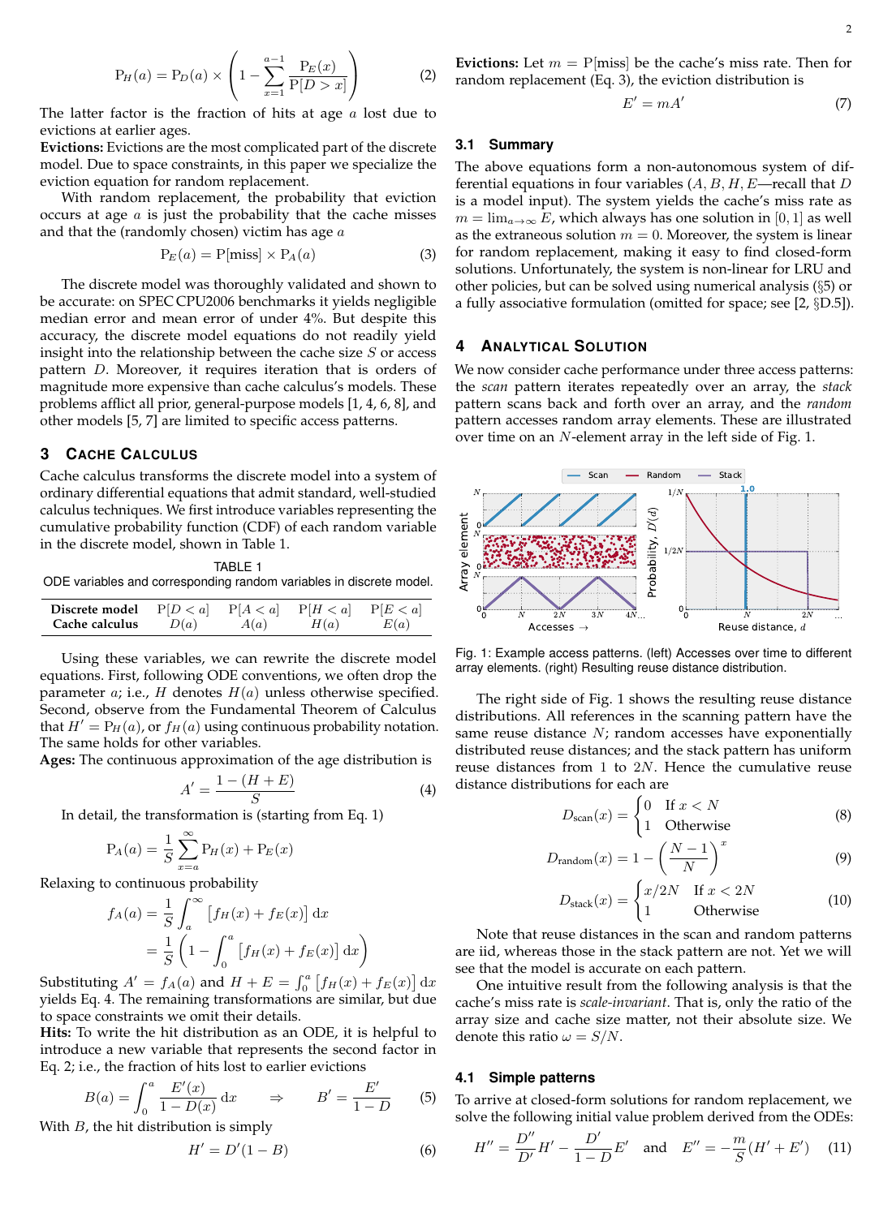$$\mathrm{P}_H(a) = \mathrm{P}_D(a) \times \left(1 - \sum_{x=1}^{a-1} \frac{\mathrm{P}_E(x)}{\mathrm{P}[D > x]}\right) \tag{2}$$

The latter factor is the fraction of hits at age $a$ lost due to evictions at earlier ages.

**Evictions:** Evictions are the most complicated part of the discrete model. Due to space constraints, in this paper we specialize the eviction equation for random replacement.

With random replacement, the probability that eviction occurs at age $a$ is just the probability that the cache misses and that the (randomly chosen) victim has age $a$

$$\mathrm{P}_E(a) = \mathrm{P}[\text{miss}] \times \mathrm{P}_A(a) \tag{3}$$

The discrete model was thoroughly validated and shown to be accurate: on SPEC CPU2006 benchmarks it yields negligible median error and mean error of under 4%. But despite this accuracy, the discrete model equations do not readily yield insight into the relationship between the cache size $S$ or access pattern $D$. Moreover, it requires iteration that is orders of magnitude more expensive than cache calculus's models. These problems afflict all prior, general-purpose models [1, 4, 6, 8], and other models [5, 7] are limited to specific access patterns.

## 3 Cache Calculus

Cache calculus transforms the discrete model into a system of ordinary differential equations that admit standard, well-studied calculus techniques. We first introduce variables representing the cumulative probability function (CDF) of each random variable in the discrete model, shown in Table 1.

TABLE 1
ODE variables and corresponding random variables in discrete model.

| Discrete model | $\mathrm{P}[D < a]$ | $\mathrm{P}[A < a]$ | $\mathrm{P}[H < a]$ | $\mathrm{P}[E < a]$ |
|---|---|---|---|---|
| Cache calculus | $D(a)$ | $A(a)$ | $H(a)$ | $E(a)$ |

Using these variables, we can rewrite the discrete model equations. First, following ODE conventions, we often drop the parameter $a$; i.e., $H$ denotes $H(a)$ unless otherwise specified. Second, observe from the Fundamental Theorem of Calculus that $H' = \mathrm{P}_H(a)$, or $f_H(a)$ using continuous probability notation. The same holds for other variables.

**Ages:** The continuous approximation of the age distribution is

$$A' = \frac{1 - (H + E)}{S} \tag{4}$$

In detail, the transformation is (starting from Eq. 1)

$$\mathrm{P}_A(a) = \frac{1}{S} \sum_{x=a}^{\infty} \mathrm{P}_H(x) + \mathrm{P}_E(x)$$

Relaxing to continuous probability

$$\begin{aligned} f_A(a) &= \frac{1}{S} \int_a^{\infty} \left[f_H(x) + f_E(x)\right] \mathrm{d}x \\ &= \frac{1}{S} \left(1 - \int_0^a \left[f_H(x) + f_E(x)\right] \mathrm{d}x\right) \end{aligned}$$

Substituting $A' = f_A(a)$ and $H + E = \int_0^a \left[f_H(x) + f_E(x)\right] \mathrm{d}x$ yields Eq. 4. The remaining transformations are similar, but due to space constraints we omit their details.

**Hits:** To write the hit distribution as an ODE, it is helpful to introduce a new variable that represents the second factor in Eq. 2; i.e., the fraction of hits lost to earlier evictions

$$B(a) = \int_0^a \frac{E'(x)}{1 - D(x)} \mathrm{d}x \quad \Rightarrow \quad B' = \frac{E'}{1 - D} \tag{5}$$

With $B$, the hit distribution is simply

$$H' = D'(1 - B) \tag{6}$$

**Evictions:** Let $m = \mathrm{P}[\text{miss}]$ be the cache's miss rate. Then for random replacement (Eq. 3), the eviction distribution is

$$E' = mA' \tag{7}$$

### 3.1 Summary

The above equations form a non-autonomous system of differential equations in four variables ($A, B, H, E$—recall that $D$ is a model input). The system yields the cache's miss rate as $m = \lim_{a \to \infty} E$, which always has one solution in $[0, 1]$ as well as the extraneous solution $m = 0$. Moreover, the system is linear for random replacement, making it easy to find closed-form solutions. Unfortunately, the system is non-linear for LRU and other policies, but can be solved using numerical analysis (§5) or a fully associative formulation (omitted for space; see [2, §D.5]).

## 4 Analytical Solution

We now consider cache performance under three access patterns: the *scan* pattern iterates repeatedly over an array, the *stack* pattern scans back and forth over an array, and the *random* pattern accesses random array elements. These are illustrated over time on an $N$-element array in the left side of Fig. 1.

Fig. 1: Example access patterns. (left) Accesses over time to different array elements. (right) Resulting reuse distance distribution.

The right side of Fig. 1 shows the resulting reuse distance distributions. All references in the scanning pattern have the same reuse distance $N$; random accesses have exponentially distributed reuse distances; and the stack pattern has uniform reuse distances from 1 to $2N$. Hence the cumulative reuse distance distributions for each are

$$D_{\text{scan}}(x) = \begin{cases} 0 & \text{If } x < N \\ 1 & \text{Otherwise} \end{cases} \tag{8}$$

$$D_{\text{random}}(x) = 1 - \left(\frac{N-1}{N}\right)^x \tag{9}$$

$$D_{\text{stack}}(x) = \begin{cases} x/2N & \text{If } x < 2N \\ 1 & \text{Otherwise} \end{cases} \tag{10}$$

Note that reuse distances in the scan and random patterns are iid, whereas those in the stack pattern are not. Yet we will see that the model is accurate on each pattern.

One intuitive result from the following analysis is that the cache's miss rate is *scale-invariant*. That is, only the ratio of the array size and cache size matter, not their absolute size. We denote this ratio $\omega = S/N$.

### 4.1 Simple patterns

To arrive at closed-form solutions for random replacement, we solve the following initial value problem derived from the ODEs:

$$H'' = \frac{D''}{D'} H' - \frac{D'}{1 - D} E' \quad \text{and} \quad E'' = -\frac{m}{S}(H' + E') \tag{11}$$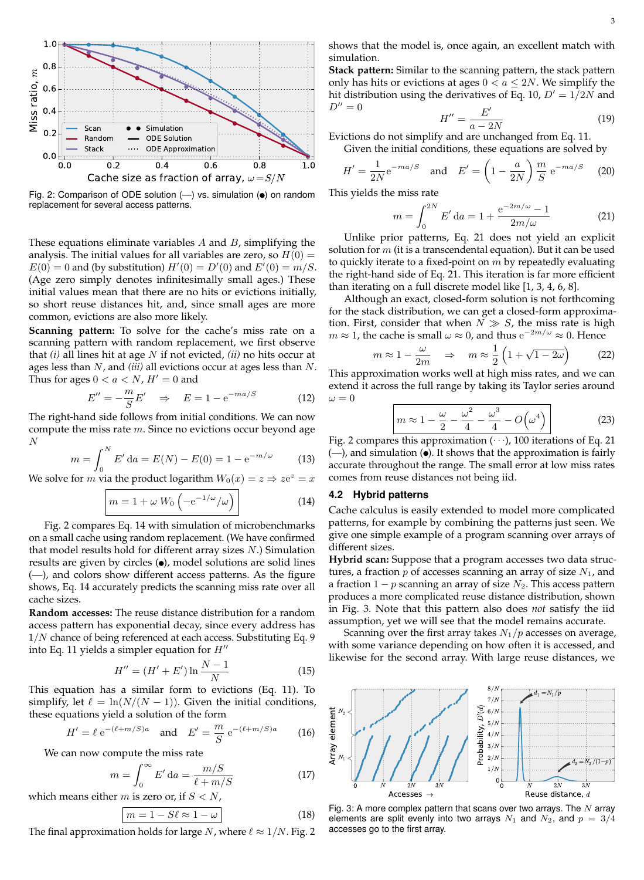Fig. 2: Comparison of ODE solution (—) vs. simulation (●) on random replacement for several access patterns.

These equations eliminate variables $A$ and $B$, simplifying the analysis. The initial values for all variables are zero, so $H(0) = E(0) = 0$ and (by substitution) $H'(0) = D'(0)$ and $E'(0) = m/S$. (Age zero simply denotes infinitesimally small ages.) These initial values mean that there are no hits or evictions initially, so short reuse distances hit, and, since small ages are more common, evictions are also more likely.

**Scanning pattern:** To solve for the cache's miss rate on a scanning pattern with random replacement, we first observe that *(i)* all lines hit at age $N$ if not evicted, *(ii)* no hits occur at ages less than $N$, and *(iii)* all evictions occur at ages less than $N$. Thus for ages $0 < a < N$, $H' = 0$ and

$$E'' = -\frac{m}{S}E' \quad \Rightarrow \quad E = 1 - \mathrm{e}^{-ma/S} \tag{12}$$

The right-hand side follows from initial conditions. We can now compute the miss rate $m$. Since no evictions occur beyond age $N$

$$m = \int_0^N E' \, \mathrm{d}a = E(N) - E(0) = 1 - \mathrm{e}^{-m/\omega} \tag{13}$$

We solve for $m$ via the product logarithm $W_0(x) = z \Rightarrow z\mathrm{e}^z = x$

$$m = 1 + \omega \, W_0\left(-\mathrm{e}^{-1/\omega}/\omega\right) \tag{14}$$

Fig. 2 compares Eq. 14 with simulation of microbenchmarks on a small cache using random replacement. (We have confirmed that model results hold for different array sizes $N$.) Simulation results are given by circles (●), model solutions are solid lines (—), and colors show different access patterns. As the figure shows, Eq. 14 accurately predicts the scanning miss rate over all cache sizes.

**Random accesses:** The reuse distance distribution for a random access pattern has exponential decay, since every address has $1/N$ chance of being referenced at each access. Substituting Eq. 9 into Eq. 11 yields a simpler equation for $H''$

$$H'' = (H' + E') \ln \frac{N-1}{N} \tag{15}$$

This equation has a similar form to evictions (Eq. 11). To simplify, let $\ell = \ln(N/(N-1))$. Given the initial conditions, these equations yield a solution of the form

$$H' = \ell \, \mathrm{e}^{-(\ell + m/S)a} \quad \text{and} \quad E' = \frac{m}{S} \, \mathrm{e}^{-(\ell + m/S)a} \tag{16}$$

We can now compute the miss rate

$$m = \int_0^\infty E' \, \mathrm{d}a = \frac{m/S}{\ell + m/S} \tag{17}$$

which means either $m$ is zero or, if $S < N$,

$$m = 1 - S\ell \approx 1 - \omega \tag{18}$$

The final approximation holds for large $N$, where $\ell \approx 1/N$. Fig. 2 shows that the model is, once again, an excellent match with simulation.

**Stack pattern:** Similar to the scanning pattern, the stack pattern only has hits or evictions at ages $0 < a \leq 2N$. We simplify the hit distribution using the derivatives of Eq. 10, $D' = 1/2N$ and $D'' = 0$

$$H'' = \frac{E'}{a - 2N} \tag{19}$$

Evictions do not simplify and are unchanged from Eq. 11.

Given the initial conditions, these equations are solved by

$$H' = \frac{1}{2N}\mathrm{e}^{-ma/S} \quad \text{and} \quad E' = \left(1 - \frac{a}{2N}\right)\frac{m}{S}\,\mathrm{e}^{-ma/S} \tag{20}$$

This yields the miss rate

$$m = \int_0^{2N} E' \, \mathrm{d}a = 1 + \frac{\mathrm{e}^{-2m/\omega} - 1}{2m/\omega} \tag{21}$$

Unlike prior patterns, Eq. 21 does not yield an explicit solution for $m$ (it is a transcendental equation). But it can be used to quickly iterate to a fixed-point on $m$ by repeatedly evaluating the right-hand side of Eq. 21. This iteration is far more efficient than iterating on a full discrete model like [1, 3, 4, 6, 8].

Although an exact, closed-form solution is not forthcoming for the stack distribution, we can get a closed-form approximation. First, consider that when $N \gg S$, the miss rate is high $m \approx 1$, the cache is small $\omega \approx 0$, and thus $\mathrm{e}^{-2m/\omega} \approx 0$. Hence

$$m \approx 1 - \frac{\omega}{2m} \quad \Rightarrow \quad m \approx \frac{1}{2}\left(1 + \sqrt{1 - 2\omega}\right) \tag{22}$$

This approximation works well at high miss rates, and we can extend it across the full range by taking its Taylor series around $\omega = 0$

$$m \approx 1 - \frac{\omega}{2} - \frac{\omega^2}{4} - \frac{\omega^3}{4} - O\left(\omega^4\right) \tag{23}$$

Fig. 2 compares this approximation (···), 100 iterations of Eq. 21 (—), and simulation (●). It shows that the approximation is fairly accurate throughout the range. The small error at low miss rates comes from reuse distances not being iid.

## 4.2 Hybrid patterns

Cache calculus is easily extended to model more complicated patterns, for example by combining the patterns just seen. We give one simple example of a program scanning over arrays of different sizes.

**Hybrid scan:** Suppose that a program accesses two data structures, a fraction $p$ of accesses scanning an array of size $N_1$, and a fraction $1 - p$ scanning an array of size $N_2$. This access pattern produces a more complicated reuse distance distribution, shown in Fig. 3. Note that this pattern also does *not* satisfy the iid assumption, yet we will see that the model remains accurate.

Scanning over the first array takes $N_1/p$ accesses on average, with some variance depending on how often it is accessed, and likewise for the second array. With large reuse distances, we

Fig. 3: A more complex pattern that scans over two arrays. The $N$ array elements are split evenly into two arrays $N_1$ and $N_2$, and $p = 3/4$ accesses go to the first array.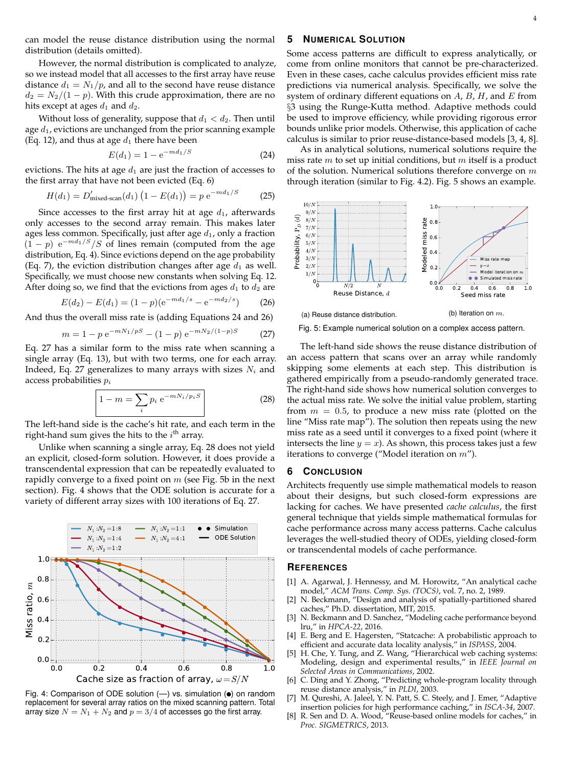can model the reuse distance distribution using the normal distribution (details omitted).

However, the normal distribution is complicated to analyze, so we instead model that all accesses to the first array have reuse distance $d_1 = N_1/p$, and all to the second have reuse distance $d_2 = N_2/(1-p)$. With this crude approximation, there are no hits except at ages $d_1$ and $d_2$.

Without loss of generality, suppose that $d_1 < d_2$. Then until age $d_1$, evictions are unchanged from the prior scanning example (Eq. 12), and thus at age $d_1$ there have been

$$E(d_1) = 1 - \mathrm{e}^{-md_1/S} \tag{24}$$

evictions. The hits at age $d_1$ are just the fraction of accesses to the first array that have not been evicted (Eq. 6)

$$H(d_1) = D'_{\text{mixed-scan}}(d_1)\,\big(1 - E(d_1)\big) = p\,\mathrm{e}^{-md_1/S} \tag{25}$$

Since accesses to the first array hit at age $d_1$, afterwards only accesses to the second array remain. This makes later ages less common. Specifically, just after age $d_1$, only a fraction $(1-p)\ \mathrm{e}^{-md_1/S}/S$ of lines remain (computed from the age distribution, Eq. 4). Since evictions depend on the age probability (Eq. 7), the eviction distribution changes after age $d_1$ as well. Specifically, we must choose new constants when solving Eq. 12. After doing so, we find that the evictions from ages $d_1$ to $d_2$ are

$$E(d_2) - E(d_1) = (1-p)(\mathrm{e}^{-md_1/s} - \mathrm{e}^{-md_2/s}) \tag{26}$$

And thus the overall miss rate is (adding Equations 24 and 26)

$$m = 1 - p\,\mathrm{e}^{-mN_1/pS} - (1-p)\,\mathrm{e}^{-mN_2/(1-p)S} \tag{27}$$

Eq. 27 has a similar form to the miss rate when scanning a single array (Eq. 13), but with two terms, one for each array. Indeed, Eq. 27 generalizes to many arrays with sizes $N_i$ and access probabilities $p_i$

$$1 - m = \sum_i p_i\,\mathrm{e}^{-mN_i/p_iS} \tag{28}$$

The left-hand side is the cache's hit rate, and each term in the right-hand sum gives the hits to the $i^{\text{th}}$ array.

Unlike when scanning a single array, Eq. 28 does not yield an explicit, closed-form solution. However, it does provide a transcendental expression that can be repeatedly evaluated to rapidly converge to a fixed point on $m$ (see Fig. 5b in the next section). Fig. 4 shows that the ODE solution is accurate for a variety of different array sizes with 100 iterations of Eq. 27.

$N_1:N_2 = 1:8$
$N_1:N_2 = 1:4$
$N_1:N_2 = 1:2$
$N_1:N_2 = 1:1$
$N_1:N_2 = 4:1$
Simulation
ODE Solution
Miss ratio, $m$
Cache size as fraction of array, $\omega = S/N$

Fig. 4: Comparison of ODE solution (—) vs. simulation (●) on random replacement for several array ratios on the mixed scanning pattern. Total array size $N = N_1 + N_2$ and $p = 3/4$ of accesses go the first array.

## 5 Numerical Solution

Some access patterns are difficult to express analytically, or come from online monitors that cannot be pre-characterized. Even in these cases, cache calculus provides efficient miss rate predictions via numerical analysis. Specifically, we solve the system of ordinary different equations on $A$, $B$, $H$, and $E$ from §3 using the Runge-Kutta method. Adaptive methods could be used to improve efficiency, while providing rigorous error bounds unlike prior models. Otherwise, this application of cache calculus is similar to prior reuse-distance-based models [3, 4, 8].

As in analytical solutions, numerical solutions require the miss rate $m$ to set up initial conditions, but $m$ itself is a product of the solution. Numerical solutions therefore converge on $m$ through iteration (similar to Fig. 4.2). Fig. 5 shows an example.

Probability, $P_D(d)$
Reuse Distance, $d$
Modeled miss rate
Seed miss rate
Miss rate map
$y=x$
Model iteration on $m$
Simulated miss rate

(a) Reuse distance distribution.
(b) Iteration on $m$.

Fig. 5: Example numerical solution on a complex access pattern.

The left-hand side shows the reuse distance distribution of an access pattern that scans over an array while randomly skipping some elements at each step. This distribution is gathered empirically from a pseudo-randomly generated trace. The right-hand side shows how numerical solution converges to the actual miss rate. We solve the initial value problem, starting from $m = 0.5$, to produce a new miss rate (plotted on the line "Miss rate map"). The solution then repeats using the new miss rate as a seed until it converges to a fixed point (where it intersects the line $y = x$). As shown, this process takes just a few iterations to converge ("Model iteration on $m$").

## 6 Conclusion

Architects frequently use simple mathematical models to reason about their designs, but such closed-form expressions are lacking for caches. We have presented *cache calculus*, the first general technique that yields simple mathematical formulas for cache performance across many access patterns. Cache calculus leverages the well-studied theory of ODEs, yielding closed-form or transcendental models of cache performance.

## References

[1] A. Agarwal, J. Hennessy, and M. Horowitz, "An analytical cache model," *ACM Trans. Comp. Sys. (TOCS)*, vol. 7, no. 2, 1989.

[2] N. Beckmann, "Design and analysis of spatially-partitioned shared caches," Ph.D. dissertation, MIT, 2015.

[3] N. Beckmann and D. Sanchez, "Modeling cache performance beyond lru," in *HPCA-22*, 2016.

[4] E. Berg and E. Hagersten, "Statcache: A probabilistic approach to efficient and accurate data locality analysis," in *ISPASS*, 2004.

[5] H. Che, Y. Tung, and Z. Wang, "Hierarchical web caching systems: Modeling, design and experimental results," in *IEEE Journal on Selected Areas in Communications*, 2002.

[6] C. Ding and Y. Zhong, "Predicting whole-program locality through reuse distance analysis," in *PLDI*, 2003.

[7] M. Qureshi, A. Jaleel, Y. N. Patt, S. C. Steely, and J. Emer, "Adaptive insertion policies for high performance caching," in *ISCA-34*, 2007.

[8] R. Sen and D. A. Wood, "Reuse-based online models for caches," in *Proc. SIGMETRICS*, 2013.